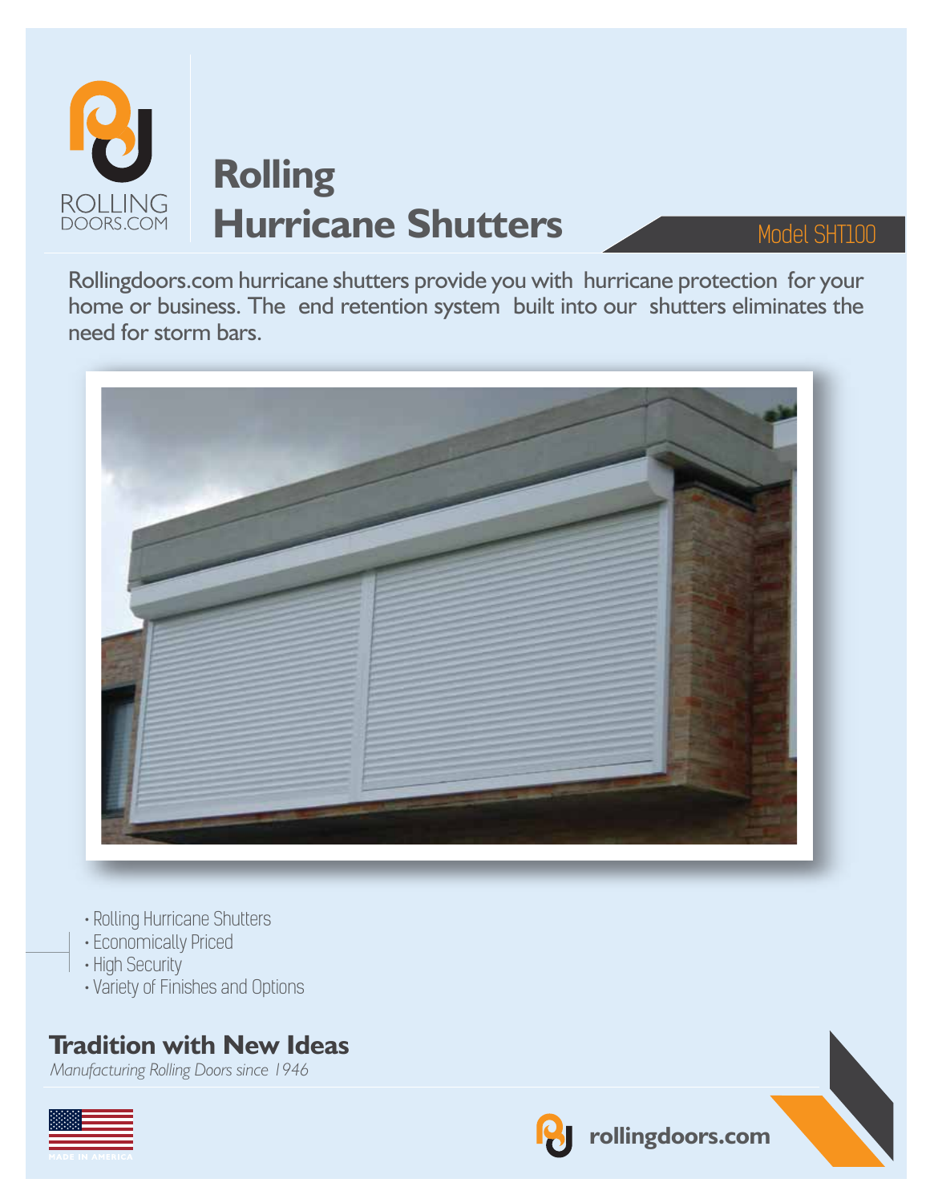ROLLING DOORS.COM

# Rolling Hurricane Shutters

Model SHT100

Rollingdoors.com hurricane shutters provide you with hurricane protection for your home or business. The end retention system built into our shutters eliminates the need for storm bars.

- Rolling Hurricane Shutters
- Economically Priced
- High Security
- Variety of Finishes and Options

## Tradition with New Ideas

*Manufacturing Rolling Doors since 1946*

MADE IN AMERICA

rollingdoors.com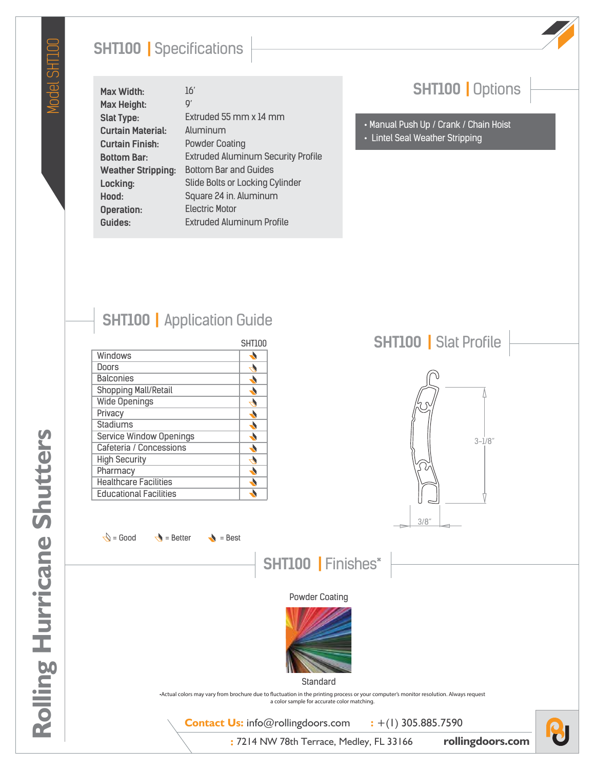## SHT100 | Specifications

| | |
|---|---|
| **Max Width:** | 16′ |
| **Max Height:** | 9′ |
| **Slat Type:** | Extruded 55 mm x 14 mm |
| **Curtain Material:** | Aluminum |
| **Curtain Finish:** | Powder Coating |
| **Bottom Bar:** | Extruded Aluminum Security Profile |
| **Weather Stripping:** | Bottom Bar and Guides |
| **Locking:** | Slide Bolts or Locking Cylinder |
| **Hood:** | Square 24 in. Aluminum |
| **Operation:** | Electric Motor |
| **Guides:** | Extruded Aluminum Profile |

## SHT100 | Options

- Manual Push Up / Crank / Chain Hoist
- Lintel Seal Weather Stripping

## SHT100 | Application Guide

| | SHT100 |
|---|---|
| Windows | Best |
| Doors | Better |
| Balconies | Best |
| Shopping Mall/Retail | Best |
| Wide Openings | Better |
| Privacy | Best |
| Stadiums | Best |
| Service Window Openings | Best |
| Cafeteria / Concessions | Best |
| High Security | Better |
| Pharmacy | Best |
| Healthcare Facilities | Best |
| Educational Facilities | Best |

= Good   = Better   = Best

## SHT100 | Slat Profile

3-1/8″

3/8″

## SHT100 | Finishes*

Powder Coating

Standard

*Actual colors may vary from brochure due to fluctuation in the printing process or your computer's monitor resolution. Always request a color sample for accurate color matching.

**Contact Us:** info@rollingdoors.com : +(1) 305.885.7590

: 7214 NW 78th Terrace, Medley, FL 33166 **rollingdoors.com**